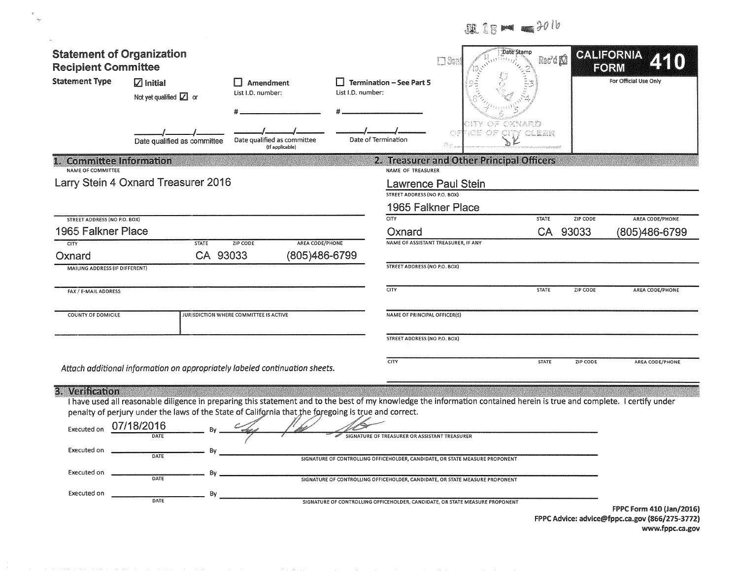JUL 18 2016

# Statement of Organization
## Recipient Committee

**CALIFORNIA FORM 410**

For Official Use Only

Date Stamp

☐ Sent ☑ Rec'd

CITY OF OXNARD
OFFICE OF CITY CLERK

**Statement Type**

☑ **Initial**

Not yet qualified ☑ or

___/___/___
Date qualified as committee

☐ **Amendment**

List I.D. number:

#________

___/___/___
Date qualified as committee (If applicable)

☐ **Termination – See Part 5**

List I.D. number:

#________

___/___/___
Date of Termination

## 1. Committee Information

NAME OF COMMITTEE

Larry Stein 4 Oxnard Treasurer 2016

STREET ADDRESS (NO P.O. BOX)

1965 Falkner Place

| CITY | STATE | ZIP CODE | AREA CODE/PHONE |
|---|---|---|---|
| Oxnard | CA | 93033 | (805)486-6799 |

MAILING ADDRESS (IF DIFFERENT)

FAX / E-MAIL ADDRESS

| COUNTY OF DOMICILE | JURISDICTION WHERE COMMITTEE IS ACTIVE |
|---|---|
| | |

*Attach additional information on appropriately labeled continuation sheets.*

## 2. Treasurer and Other Principal Officers

NAME OF TREASURER

Lawrence Paul Stein

STREET ADDRESS (NO P.O. BOX)

1965 Falkner Place

| CITY | STATE | ZIP CODE | AREA CODE/PHONE |
|---|---|---|---|
| Oxnard | CA | 93033 | (805)486-6799 |

NAME OF ASSISTANT TREASURER, IF ANY

STREET ADDRESS (NO P.O. BOX)

| CITY | STATE | ZIP CODE | AREA CODE/PHONE |
|---|---|---|---|
| | | | |

NAME OF PRINCIPAL OFFICER(S)

STREET ADDRESS (NO P.O. BOX)

| CITY | STATE | ZIP CODE | AREA CODE/PHONE |
|---|---|---|---|
| | | | |

## 3. Verification

I have used all reasonable diligence in preparing this statement and to the best of my knowledge the information contained herein is true and complete. I certify under penalty of perjury under the laws of the State of California that the foregoing is true and correct.

Executed on 07/18/2016 By [signature]
DATE — SIGNATURE OF TREASURER OR ASSISTANT TREASURER

Executed on ________ By ________
DATE — SIGNATURE OF CONTROLLING OFFICEHOLDER, CANDIDATE, OR STATE MEASURE PROPONENT

Executed on ________ By ________
DATE — SIGNATURE OF CONTROLLING OFFICEHOLDER, CANDIDATE, OR STATE MEASURE PROPONENT

Executed on ________ By ________
DATE — SIGNATURE OF CONTROLLING OFFICEHOLDER, CANDIDATE, OR STATE MEASURE PROPONENT

**FPPC Form 410 (Jan/2016)**
**FPPC Advice: advice@fppc.ca.gov (866/275-3772)**
**www.fppc.ca.gov**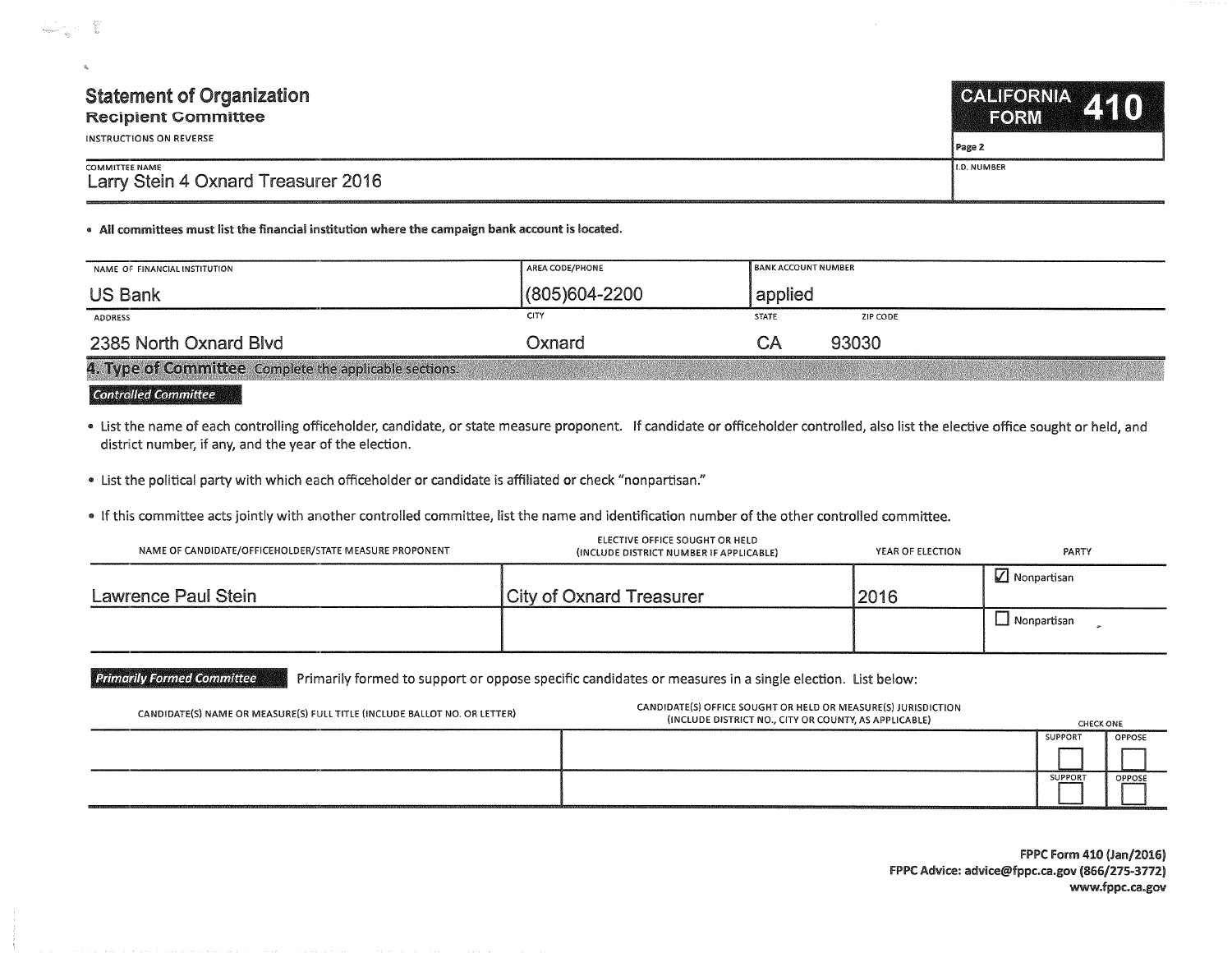# Statement of Organization

## Recipient Committee

INSTRUCTIONS ON REVERSE

**CALIFORNIA FORM 410**

Page 2

| COMMITTEE NAME | I.D. NUMBER |
|---|---|
| Larry Stein 4 Oxnard Treasurer 2016 | |

- **All committees must list the financial institution where the campaign bank account is located.**

| NAME OF FINANCIAL INSTITUTION | AREA CODE/PHONE | BANK ACCOUNT NUMBER | |
|---|---|---|---|
| US Bank | (805)604-2200 | applied | |
| **ADDRESS** | **CITY** | **STATE** | **ZIP CODE** |
| 2385 North Oxnard Blvd | Oxnard | CA | 93030 |

## 4. Type of Committee

Complete the applicable sections.

### *Controlled Committee*

- List the name of each controlling officeholder, candidate, or state measure proponent. If candidate or officeholder controlled, also list the elective office sought or held, and district number, if any, and the year of the election.
- List the political party with which each officeholder or candidate is affiliated or check "nonpartisan."
- If this committee acts jointly with another controlled committee, list the name and identification number of the other controlled committee.

| NAME OF CANDIDATE/OFFICEHOLDER/STATE MEASURE PROPONENT | ELECTIVE OFFICE SOUGHT OR HELD (INCLUDE DISTRICT NUMBER IF APPLICABLE) | YEAR OF ELECTION | PARTY |
|---|---|---|---|
| Lawrence Paul Stein | City of Oxnard Treasurer | 2016 | ☑ Nonpartisan |
| | | | ☐ Nonpartisan |

### *Primarily Formed Committee*

Primarily formed to support or oppose specific candidates or measures in a single election. List below:

| CANDIDATE(S) NAME OR MEASURE(S) FULL TITLE (INCLUDE BALLOT NO. OR LETTER) | CANDIDATE(S) OFFICE SOUGHT OR HELD OR MEASURE(S) JURISDICTION (INCLUDE DISTRICT NO., CITY OR COUNTY, AS APPLICABLE) | CHECK ONE | |
|---|---|---|---|
| | | SUPPORT ☐ | OPPOSE ☐ |
| | | SUPPORT ☐ | OPPOSE ☐ |

**FPPC Form 410 (Jan/2016)**
**FPPC Advice: advice@fppc.ca.gov (866/275-3772)**
**www.fppc.ca.gov**